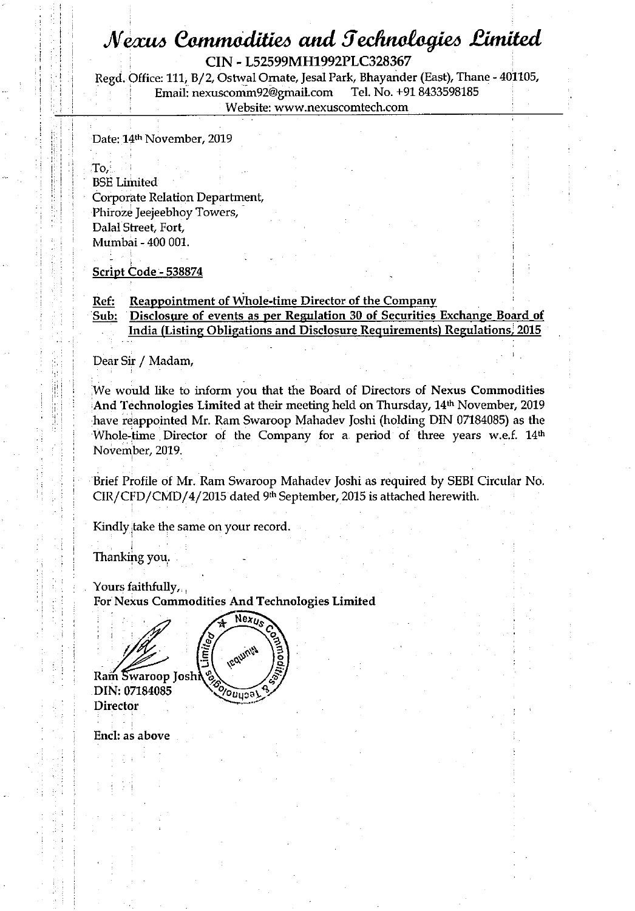# *Nexus Commodities and Technologies Limited*

CIN - L52599MH1992PLC328367

Regd. Office: 111, B/2, Ostwal Ornate, Jesal Park, Bhayander (East), Thane - 401105,
Email: nexuscomm92@gmail.com Tel. No. +91 8433598185
Website: www.nexuscomtech.com

Date: 14th November, 2019

To,
BSE Limited
Corporate Relation Department,
Phiroze Jeejeebhoy Towers,
Dalal Street, Fort,
Mumbai - 400 001.

**Script Code - 538874**

**Ref: Reappointment of Whole-time Director of the Company**
**Sub: Disclosure of events as per Regulation 30 of Securities Exchange Board of India (Listing Obligations and Disclosure Requirements) Regulations, 2015**

Dear Sir / Madam,

We would like to inform you that the Board of Directors of **Nexus Commodities And Technologies Limited** at their meeting held on Thursday, 14th November, 2019 have reappointed Mr. Ram Swaroop Mahadev Joshi (holding DIN 07184085) as the Whole-time Director of the Company for a period of three years w.e.f. 14th November, 2019.

Brief Profile of Mr. Ram Swaroop Mahadev Joshi as required by SEBI Circular No. CIR/CFD/CMD/4/2015 dated 9th September, 2015 is attached herewith.

Kindly take the same on your record.

Thanking you,

Yours faithfully,
**For Nexus Commodities And Technologies Limited**

Ram Swaroop Joshi
DIN: 07184085
Director

**Encl: as above**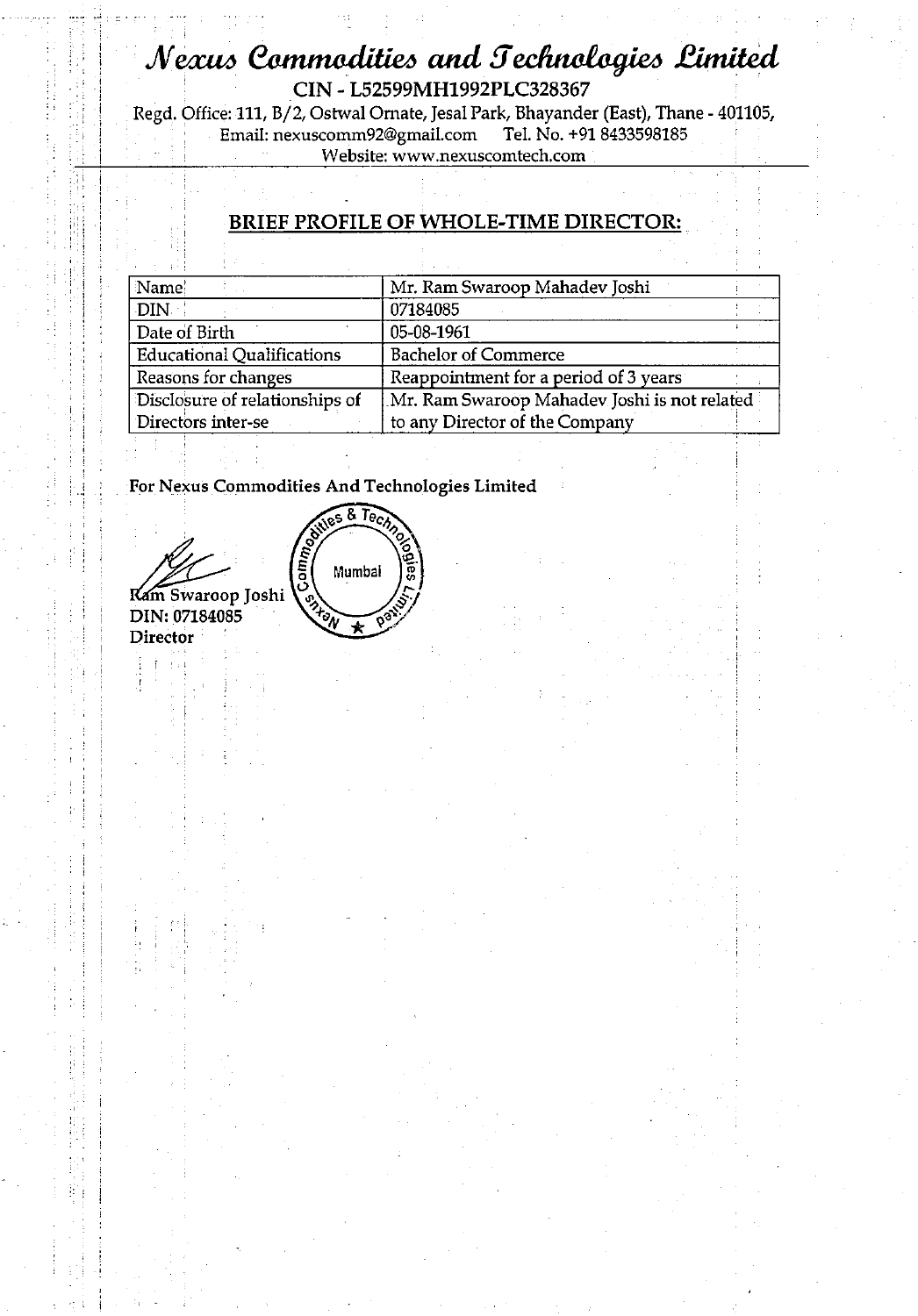# Nexus Commodities and Technologies Limited

CIN - L52599MH1992PLC328367

Regd. Office: 111, B/2, Ostwal Ornate, Jesal Park, Bhayander (East), Thane - 401105,
Email: nexuscomm92@gmail.com Tel. No. +91 8433598185
Website: www.nexuscomtech.com

## BRIEF PROFILE OF WHOLE-TIME DIRECTOR:

| | |
|---|---|
| Name | Mr. Ram Swaroop Mahadev Joshi |
| DIN | 07184085 |
| Date of Birth | 05-08-1961 |
| Educational Qualifications | Bachelor of Commerce |
| Reasons for changes | Reappointment for a period of 3 years |
| Disclosure of relationships of Directors inter-se | Mr. Ram Swaroop Mahadev Joshi is not related to any Director of the Company |

For Nexus Commodities And Technologies Limited

Ram Swaroop Joshi
DIN: 07184085
Director